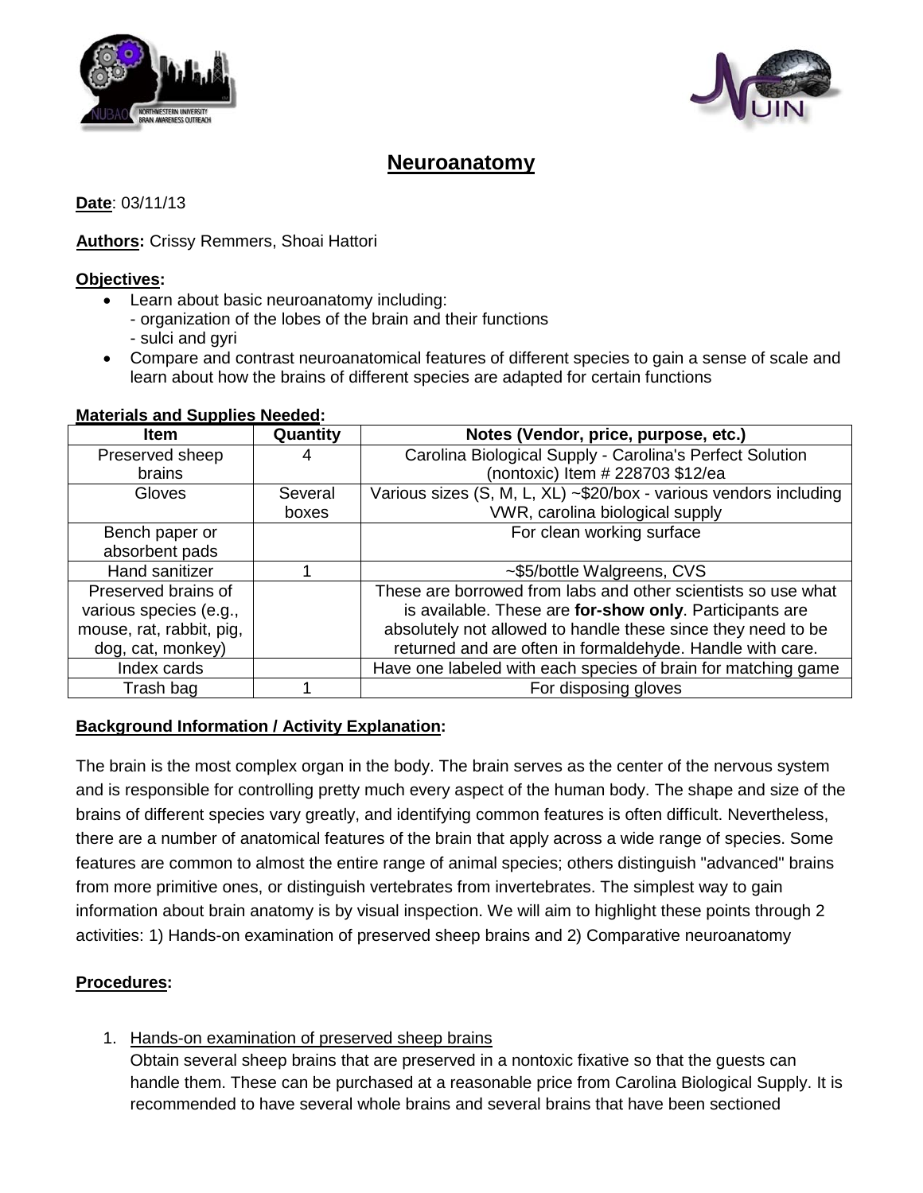# Neuroanatomy

**Date**: 03/11/13

**Authors:** Crissy Remmers, Shoai Hattori

**Objectives:**

- Learn about basic neuroanatomy including:
  - organization of the lobes of the brain and their functions
  - sulci and gyri
- Compare and contrast neuroanatomical features of different species to gain a sense of scale and learn about how the brains of different species are adapted for certain functions

**Materials and Supplies Needed:**

| Item | Quantity | Notes (Vendor, price, purpose, etc.) |
| --- | --- | --- |
| Preserved sheep brains | 4 | Carolina Biological Supply - Carolina's Perfect Solution (nontoxic) Item # 228703 $12/ea |
| Gloves | Several boxes | Various sizes (S, M, L, XL) ~$20/box - various vendors including VWR, carolina biological supply |
| Bench paper or absorbent pads | | For clean working surface |
| Hand sanitizer | 1 | ~$5/bottle Walgreens, CVS |
| Preserved brains of various species (e.g., mouse, rat, rabbit, pig, dog, cat, monkey) | | These are borrowed from labs and other scientists so use what is available. These are **for-show only**. Participants are absolutely not allowed to handle these since they need to be returned and are often in formaldehyde. Handle with care. |
| Index cards | | Have one labeled with each species of brain for matching game |
| Trash bag | 1 | For disposing gloves |

**Background Information / Activity Explanation:**

The brain is the most complex organ in the body. The brain serves as the center of the nervous system and is responsible for controlling pretty much every aspect of the human body. The shape and size of the brains of different species vary greatly, and identifying common features is often difficult. Nevertheless, there are a number of anatomical features of the brain that apply across a wide range of species. Some features are common to almost the entire range of animal species; others distinguish "advanced" brains from more primitive ones, or distinguish vertebrates from invertebrates. The simplest way to gain information about brain anatomy is by visual inspection. We will aim to highlight these points through 2 activities: 1) Hands-on examination of preserved sheep brains and 2) Comparative neuroanatomy

**Procedures:**

1. Hands-on examination of preserved sheep brains
   Obtain several sheep brains that are preserved in a nontoxic fixative so that the guests can handle them. These can be purchased at a reasonable price from Carolina Biological Supply. It is recommended to have several whole brains and several brains that have been sectioned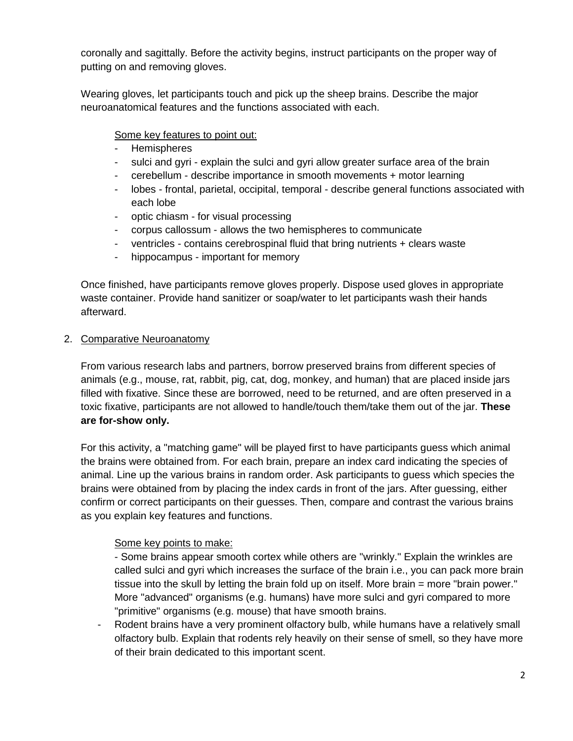coronally and sagittally. Before the activity begins, instruct participants on the proper way of putting on and removing gloves.

Wearing gloves, let participants touch and pick up the sheep brains. Describe the major neuroanatomical features and the functions associated with each.

Some key features to point out:

- Hemispheres
- sulci and gyri - explain the sulci and gyri allow greater surface area of the brain
- cerebellum - describe importance in smooth movements + motor learning
- lobes - frontal, parietal, occipital, temporal - describe general functions associated with each lobe
- optic chiasm - for visual processing
- corpus callossum - allows the two hemispheres to communicate
- ventricles - contains cerebrospinal fluid that bring nutrients + clears waste
- hippocampus - important for memory

Once finished, have participants remove gloves properly. Dispose used gloves in appropriate waste container. Provide hand sanitizer or soap/water to let participants wash their hands afterward.

2. Comparative Neuroanatomy

From various research labs and partners, borrow preserved brains from different species of animals (e.g., mouse, rat, rabbit, pig, cat, dog, monkey, and human) that are placed inside jars filled with fixative. Since these are borrowed, need to be returned, and are often preserved in a toxic fixative, participants are not allowed to handle/touch them/take them out of the jar. **These are for-show only.**

For this activity, a "matching game" will be played first to have participants guess which animal the brains were obtained from. For each brain, prepare an index card indicating the species of animal. Line up the various brains in random order. Ask participants to guess which species the brains were obtained from by placing the index cards in front of the jars. After guessing, either confirm or correct participants on their guesses. Then, compare and contrast the various brains as you explain key features and functions.

Some key points to make:

- Some brains appear smooth cortex while others are "wrinkly." Explain the wrinkles are called sulci and gyri which increases the surface of the brain i.e., you can pack more brain tissue into the skull by letting the brain fold up on itself. More brain = more "brain power." More "advanced" organisms (e.g. humans) have more sulci and gyri compared to more "primitive" organisms (e.g. mouse) that have smooth brains.
- Rodent brains have a very prominent olfactory bulb, while humans have a relatively small olfactory bulb. Explain that rodents rely heavily on their sense of smell, so they have more of their brain dedicated to this important scent.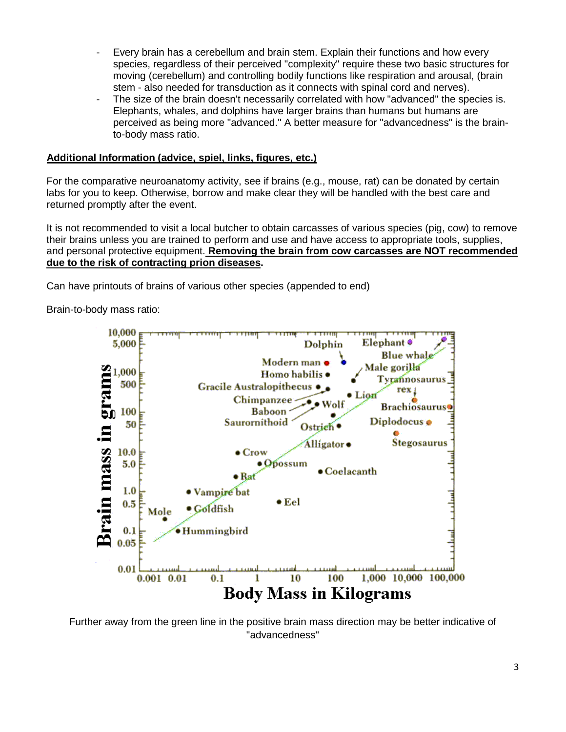- Every brain has a cerebellum and brain stem. Explain their functions and how every species, regardless of their perceived "complexity" require these two basic structures for moving (cerebellum) and controlling bodily functions like respiration and arousal, (brain stem - also needed for transduction as it connects with spinal cord and nerves).
- The size of the brain doesn't necessarily correlated with how "advanced" the species is. Elephants, whales, and dolphins have larger brains than humans but humans are perceived as being more "advanced." A better measure for "advancedness" is the brain-to-body mass ratio.

**Additional Information (advice, spiel, links, figures, etc.)**

For the comparative neuroanatomy activity, see if brains (e.g., mouse, rat) can be donated by certain labs for you to keep. Otherwise, borrow and make clear they will be handled with the best care and returned promptly after the event.

It is not recommended to visit a local butcher to obtain carcasses of various species (pig, cow) to remove their brains unless you are trained to perform and use and have access to appropriate tools, supplies, and personal protective equipment. **Removing the brain from cow carcasses are NOT recommended due to the risk of contracting prion diseases.**

Can have printouts of brains of various other species (appended to end)

Brain-to-body mass ratio:

Further away from the green line in the positive brain mass direction may be better indicative of "advancedness"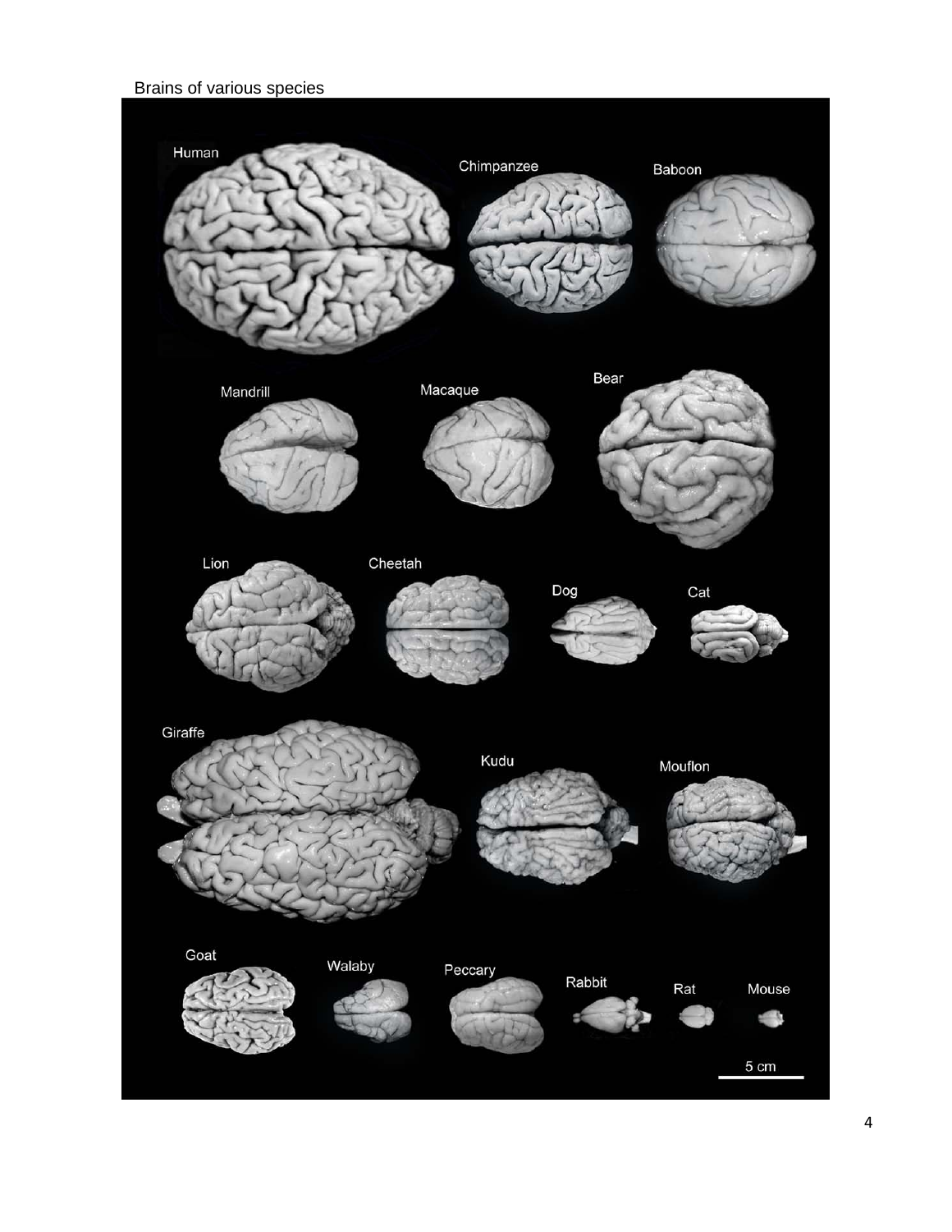Brains of various species

Human

Chimpanzee

Baboon

Mandrill

Macaque

Bear

Lion

Cheetah

Dog

Cat

Giraffe

Kudu

Mouflon

Goat

Walaby

Peccary

Rabbit

Rat

Mouse

5 cm